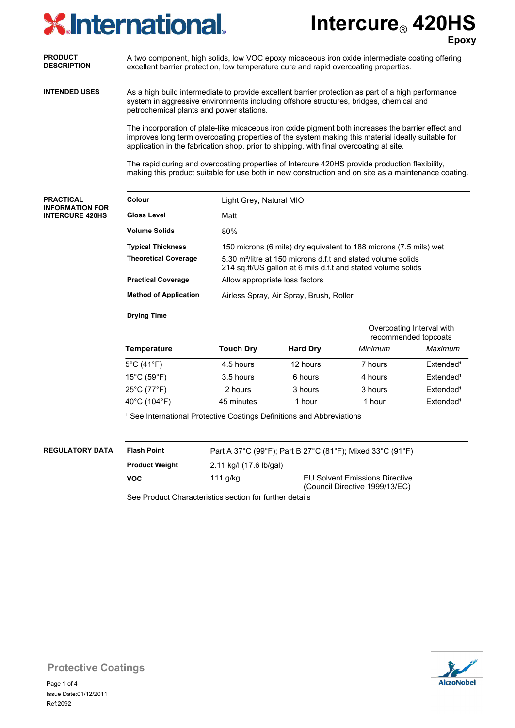# Intercure® 420HS

**Epoxy**

**PRODUCT DESCRIPTION**

A two component, high solids, low VOC epoxy micaceous iron oxide intermediate coating offering excellent barrier protection, low temperature cure and rapid overcoating properties.

**INTENDED USES**

As a high build intermediate to provide excellent barrier protection as part of a high performance system in aggressive environments including offshore structures, bridges, chemical and petrochemical plants and power stations.

The incorporation of plate-like micaceous iron oxide pigment both increases the barrier effect and improves long term overcoating properties of the system making this material ideally suitable for application in the fabrication shop, prior to shipping, with final overcoating at site.

The rapid curing and overcoating properties of Intercure 420HS provide production flexibility, making this product suitable for use both in new construction and on site as a maintenance coating.

**PRACTICAL INFORMATION FOR INTERCURE 420HS**

**Colour** — Light Grey, Natural MIO

**Gloss Level** — Matt

**Volume Solids** — 80%

**Typical Thickness** — 150 microns (6 mils) dry equivalent to 188 microns (7.5 mils) wet

**Theoretical Coverage** — 5.30 m²/litre at 150 microns d.f.t and stated volume solids
214 sq.ft/US gallon at 6 mils d.f.t and stated volume solids

**Practical Coverage** — Allow appropriate loss factors

**Method of Application** — Airless Spray, Air Spray, Brush, Roller

**Drying Time**

| | | | Overcoating Interval with recommended topcoats | |
|---|---|---|---|---|
| **Temperature** | **Touch Dry** | **Hard Dry** | *Minimum* | *Maximum* |
| 5°C (41°F) | 4.5 hours | 12 hours | 7 hours | Extended[1] |
| 15°C (59°F) | 3.5 hours | 6 hours | 4 hours | Extended[1] |
| 25°C (77°F) | 2 hours | 3 hours | 3 hours | Extended[1] |
| 40°C (104°F) | 45 minutes | 1 hour | 1 hour | Extended[1] |

[1] See International Protective Coatings Definitions and Abbreviations

**REGULATORY DATA**

**Flash Point** — Part A 37°C (99°F); Part B 27°C (81°F); Mixed 33°C (91°F)

**Product Weight** — 2.11 kg/l (17.6 lb/gal)

**VOC** — 111 g/kg — EU Solvent Emissions Directive (Council Directive 1999/13/EC)

See Product Characteristics section for further details

Protective Coatings

Issue Date:01/12/2011

Ref:2092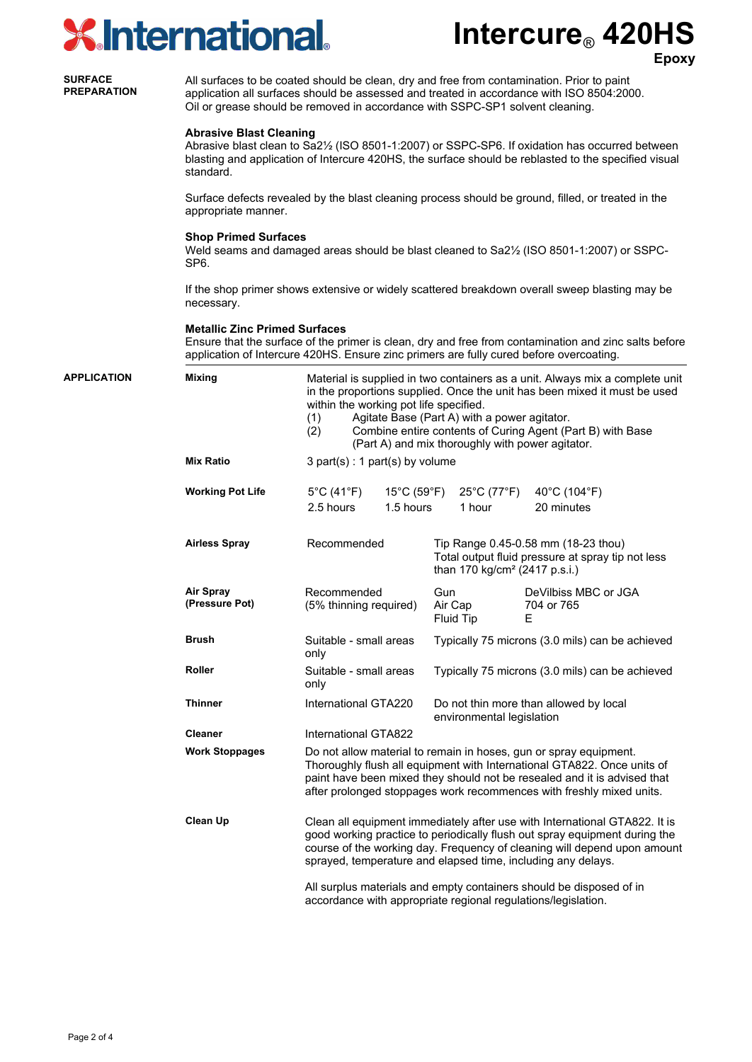## SURFACE PREPARATION

All surfaces to be coated should be clean, dry and free from contamination. Prior to paint application all surfaces should be assessed and treated in accordance with ISO 8504:2000. Oil or grease should be removed in accordance with SSPC-SP1 solvent cleaning.

**Abrasive Blast Cleaning**

Abrasive blast clean to Sa2½ (ISO 8501-1:2007) or SSPC-SP6. If oxidation has occurred between blasting and application of Intercure 420HS, the surface should be reblasted to the specified visual standard.

Surface defects revealed by the blast cleaning process should be ground, filled, or treated in the appropriate manner.

**Shop Primed Surfaces**

Weld seams and damaged areas should be blast cleaned to Sa2½ (ISO 8501-1:2007) or SSPC-SP6.

If the shop primer shows extensive or widely scattered breakdown overall sweep blasting may be necessary.

**Metallic Zinc Primed Surfaces**

Ensure that the surface of the primer is clean, dry and free from contamination and zinc salts before application of Intercure 420HS. Ensure zinc primers are fully cured before overcoating.

## APPLICATION

**Mixing**

Material is supplied in two containers as a unit. Always mix a complete unit in the proportions supplied. Once the unit has been mixed it must be used within the working pot life specified.

(1) Agitate Base (Part A) with a power agitator.
(2) Combine entire contents of Curing Agent (Part B) with Base (Part A) and mix thoroughly with power agitator.

**Mix Ratio**

3 part(s) : 1 part(s) by volume

**Working Pot Life**

| 5°C (41°F) | 15°C (59°F) | 25°C (77°F) | 40°C (104°F) |
|---|---|---|---|
| 2.5 hours | 1.5 hours | 1 hour | 20 minutes |

| Method | Suitability | Details | |
|---|---|---|---|
| **Airless Spray** | Recommended | Tip Range 0.45-0.58 mm (18-23 thou) Total output fluid pressure at spray tip not less than 170 kg/cm² (2417 p.s.i.) | |
| **Air Spray (Pressure Pot)** | Recommended (5% thinning required) | Gun<br>Air Cap<br>Fluid Tip | DeVilbiss MBC or JGA<br>704 or 765<br>E |
| **Brush** | Suitable - small areas only | Typically 75 microns (3.0 mils) can be achieved | |
| **Roller** | Suitable - small areas only | Typically 75 microns (3.0 mils) can be achieved | |
| **Thinner** | International GTA220 | Do not thin more than allowed by local environmental legislation | |
| **Cleaner** | International GTA822 | | |

**Work Stoppages**

Do not allow material to remain in hoses, gun or spray equipment. Thoroughly flush all equipment with International GTA822. Once units of paint have been mixed they should not be resealed and it is advised that after prolonged stoppages work recommences with freshly mixed units.

**Clean Up**

Clean all equipment immediately after use with International GTA822. It is good working practice to periodically flush out spray equipment during the course of the working day. Frequency of cleaning will depend upon amount sprayed, temperature and elapsed time, including any delays.

All surplus materials and empty containers should be disposed of in accordance with appropriate regional regulations/legislation.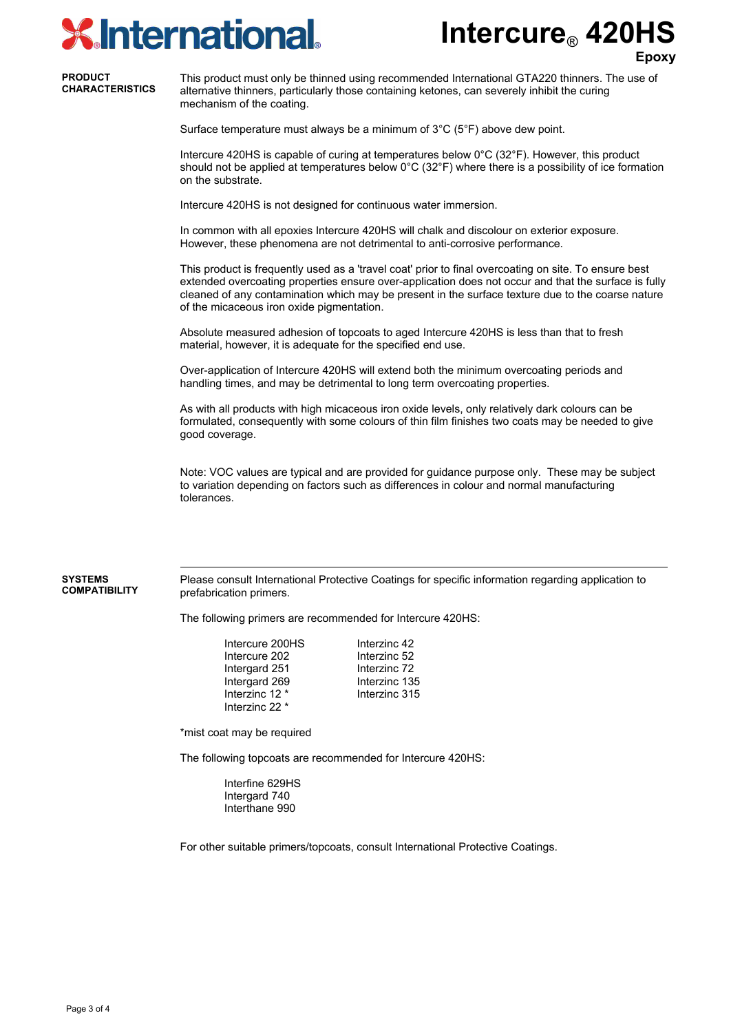# Intercure® 420HS

Epoxy

## PRODUCT CHARACTERISTICS

This product must only be thinned using recommended International GTA220 thinners. The use of alternative thinners, particularly those containing ketones, can severely inhibit the curing mechanism of the coating.

Surface temperature must always be a minimum of 3°C (5°F) above dew point.

Intercure 420HS is capable of curing at temperatures below 0°C (32°F). However, this product should not be applied at temperatures below 0°C (32°F) where there is a possibility of ice formation on the substrate.

Intercure 420HS is not designed for continuous water immersion.

In common with all epoxies Intercure 420HS will chalk and discolour on exterior exposure. However, these phenomena are not detrimental to anti-corrosive performance.

This product is frequently used as a 'travel coat' prior to final overcoating on site. To ensure best extended overcoating properties ensure over-application does not occur and that the surface is fully cleaned of any contamination which may be present in the surface texture due to the coarse nature of the micaceous iron oxide pigmentation.

Absolute measured adhesion of topcoats to aged Intercure 420HS is less than that to fresh material, however, it is adequate for the specified end use.

Over-application of Intercure 420HS will extend both the minimum overcoating periods and handling times, and may be detrimental to long term overcoating properties.

As with all products with high micaceous iron oxide levels, only relatively dark colours can be formulated, consequently with some colours of thin film finishes two coats may be needed to give good coverage.

Note: VOC values are typical and are provided for guidance purpose only. These may be subject to variation depending on factors such as differences in colour and normal manufacturing tolerances.

## SYSTEMS COMPATIBILITY

Please consult International Protective Coatings for specific information regarding application to prefabrication primers.

The following primers are recommended for Intercure 420HS:

- Intercure 200HS
- Intercure 202
- Intergard 251
- Intergard 269
- Interzinc 12 *
- Interzinc 22 *
- Interzinc 42
- Interzinc 52
- Interzinc 72
- Interzinc 135
- Interzinc 315

*mist coat may be required

The following topcoats are recommended for Intercure 420HS:

- Interfine 629HS
- Intergard 740
- Interthane 990

For other suitable primers/topcoats, consult International Protective Coatings.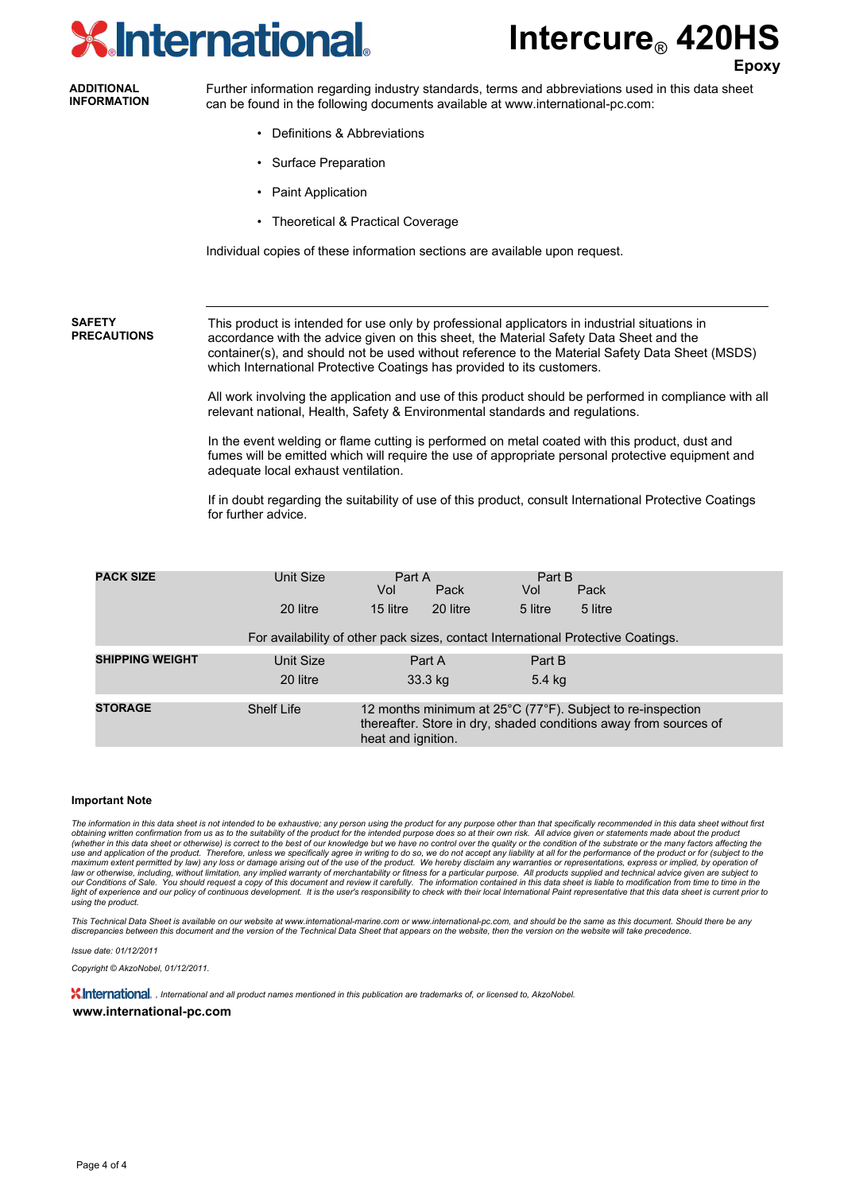# Intercure® 420HS

**Epoxy**

**ADDITIONAL INFORMATION**

Further information regarding industry standards, terms and abbreviations used in this data sheet can be found in the following documents available at www.international-pc.com:

- Definitions & Abbreviations
- Surface Preparation
- Paint Application
- Theoretical & Practical Coverage

Individual copies of these information sections are available upon request.

**SAFETY PRECAUTIONS**

This product is intended for use only by professional applicators in industrial situations in accordance with the advice given on this sheet, the Material Safety Data Sheet and the container(s), and should not be used without reference to the Material Safety Data Sheet (MSDS) which International Protective Coatings has provided to its customers.

All work involving the application and use of this product should be performed in compliance with all relevant national, Health, Safety & Environmental standards and regulations.

In the event welding or flame cutting is performed on metal coated with this product, dust and fumes will be emitted which will require the use of appropriate personal protective equipment and adequate local exhaust ventilation.

If in doubt regarding the suitability of use of this product, consult International Protective Coatings for further advice.

| | | | | | |
|---|---|---|---|---|---|
| **PACK SIZE** | Unit Size | Part A | | Part B | |
| | | Vol | Pack | Vol | Pack |
| | 20 litre | 15 litre | 20 litre | 5 litre | 5 litre |
| | For availability of other pack sizes, contact International Protective Coatings. | | | | |

| | | | |
|---|---|---|---|
| **SHIPPING WEIGHT** | Unit Size | Part A | Part B |
| | 20 litre | 33.3 kg | 5.4 kg |

| | | |
|---|---|---|
| **STORAGE** | Shelf Life | 12 months minimum at 25°C (77°F). Subject to re-inspection thereafter. Store in dry, shaded conditions away from sources of heat and ignition. |

**Important Note**

*The information in this data sheet is not intended to be exhaustive; any person using the product for any purpose other than that specifically recommended in this data sheet without first obtaining written confirmation from us as to the suitability of the product for the intended purpose does so at their own risk. All advice given or statements made about the product (whether in this data sheet or otherwise) is correct to the best of our knowledge but we have no control over the quality or the condition of the substrate or the many factors affecting the use and application of the product. Therefore, unless we specifically agree in writing to do so, we do not accept any liability at all for the performance of the product or for (subject to the maximum extent permitted by law) any loss or damage arising out of the use of the product. We hereby disclaim any warranties or representations, express or implied, by operation of law or otherwise, including, without limitation, any implied warranty of merchantability or fitness for a particular purpose. All products supplied and technical advice given are subject to our Conditions of Sale. You should request a copy of this document and review it carefully. The information contained in this data sheet is liable to modification from time to time in the light of experience and our policy of continuous development. It is the user's responsibility to check with their local International Paint representative that this data sheet is current prior to using the product.*

*This Technical Data Sheet is available on our website at www.international-marine.com or www.international-pc.com, and should be the same as this document. Should there be any discrepancies between this document and the version of the Technical Data Sheet that appears on the website, then the version on the website will take precedence.*

*Issue date: 01/12/2011*

*Copyright © AkzoNobel, 01/12/2011.*

International, *, International and all product names mentioned in this publication are trademarks of, or licensed to, AkzoNobel.*

**www.international-pc.com**